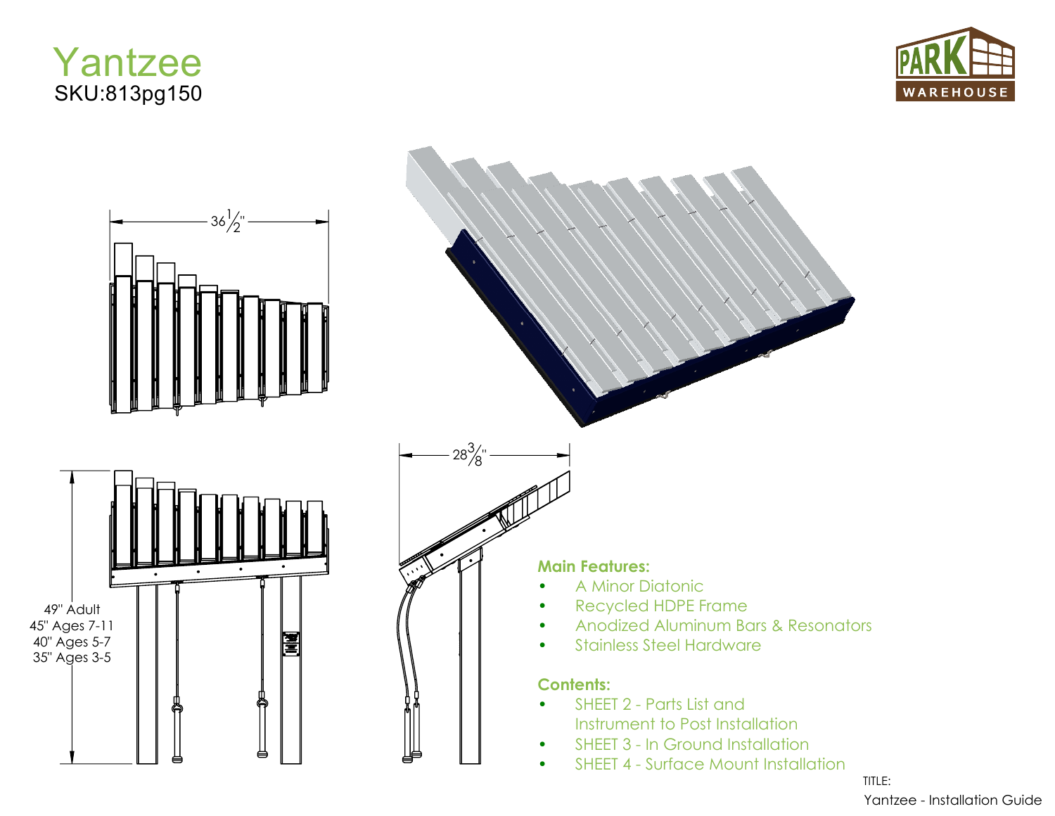# Yantzee

SKU:813pg150

36 1/2"

28 3/8"

49" Adult
45" Ages 7-11
40" Ages 5-7
35" Ages 3-5

**Main Features:**

- A Minor Diatonic
- Recycled HDPE Frame
- Anodized Aluminum Bars & Resonators
- Stainless Steel Hardware

**Contents:**

- SHEET 2 - Parts List and Instrument to Post Installation
- SHEET 3 - In Ground Installation
- SHEET 4 - Surface Mount Installation

TITLE:

Yantzee - Installation Guide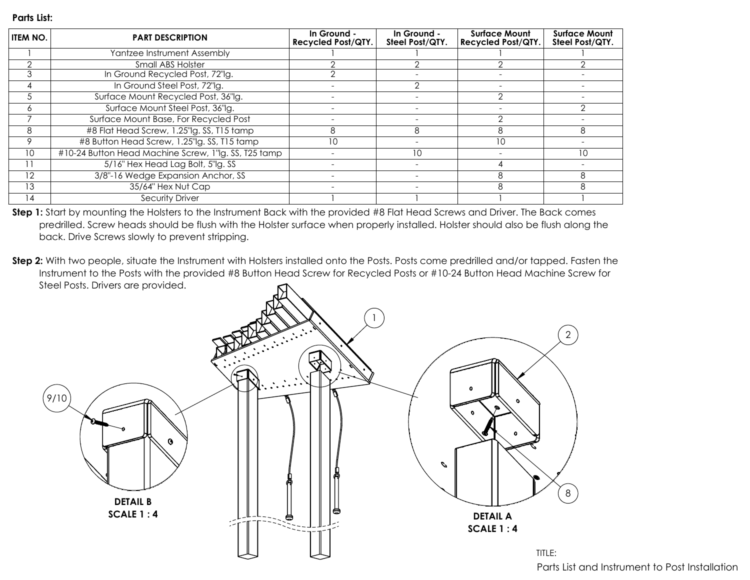**Parts List:**

| ITEM NO. | PART DESCRIPTION | In Ground - Recycled Post/QTY. | In Ground - Steel Post/QTY. | Surface Mount Recycled Post/QTY. | Surface Mount Steel Post/QTY. |
|---|---|---|---|---|---|
| 1 | Yantzee Instrument Assembly | 1 | 1 | 1 | 1 |
| 2 | Small ABS Holster | 2 | 2 | 2 | 2 |
| 3 | In Ground Recycled Post, 72"lg. | 2 | - | - | - |
| 4 | In Ground Steel Post, 72"lg. | - | 2 | - | - |
| 5 | Surface Mount Recycled Post, 36"lg. | - | - | 2 | - |
| 6 | Surface Mount Steel Post, 36"lg. | - | - | - | 2 |
| 7 | Surface Mount Base, For Recycled Post | - | - | 2 | - |
| 8 | #8 Flat Head Screw, 1.25"lg. SS, T15 tamp | 8 | 8 | 8 | 8 |
| 9 | #8 Button Head Screw, 1.25"lg. SS, T15 tamp | 10 | - | 10 | - |
| 10 | #10-24 Button Head Machine Screw, 1"lg. SS, T25 tamp | - | 10 | - | 10 |
| 11 | 5/16" Hex Head Lag Bolt, 5"lg. SS | - | - | 4 | - |
| 12 | 3/8"-16 Wedge Expansion Anchor, SS | - | - | 8 | 8 |
| 13 | 35/64" Hex Nut Cap | - | - | 8 | 8 |
| 14 | Security Driver | 1 | 1 | 1 | 1 |

**Step 1:** Start by mounting the Holsters to the Instrument Back with the provided #8 Flat Head Screws and Driver. The Back comes predrilled. Screw heads should be flush with the Holster surface when properly installed. Holster should also be flush along the back. Drive Screws slowly to prevent stripping.

**Step 2:** With two people, situate the Instrument with Holsters installed onto the Posts. Posts come predrilled and/or tapped. Fasten the Instrument to the Posts with the provided #8 Button Head Screw for Recycled Posts or #10-24 Button Head Machine Screw for Steel Posts. Drivers are provided.

1

2

9/10

8

**DETAIL B**
**SCALE 1 : 4**

**DETAIL A**
**SCALE 1 : 4**

TITLE:

Parts List and Instrument to Post Installation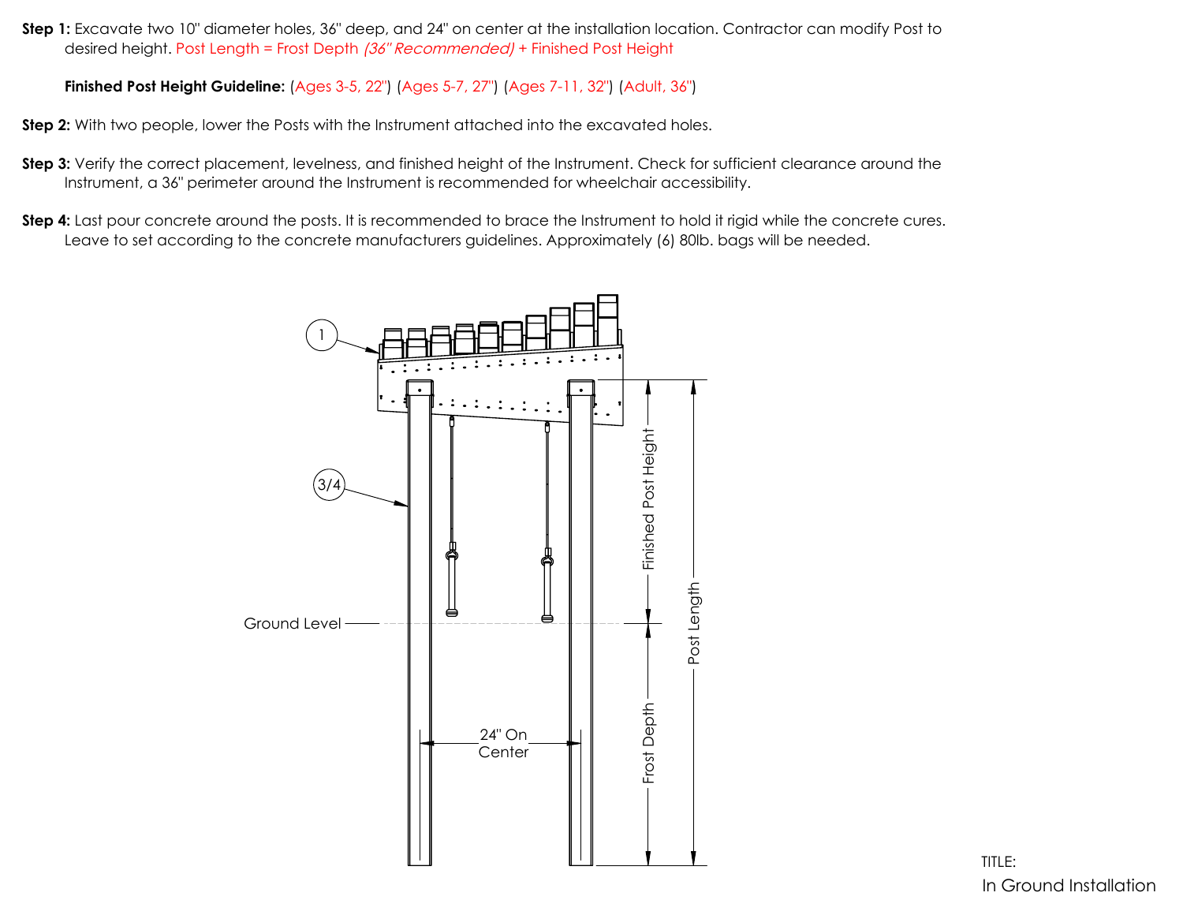**Step 1:** Excavate two 10" diameter holes, 36" deep, and 24" on center at the installation location. Contractor can modify Post to desired height. Post Length = Frost Depth *(36" Recommended)* + Finished Post Height

**Finished Post Height Guideline:** (Ages 3-5, 22") (Ages 5-7, 27") (Ages 7-11, 32") (Adult, 36")

**Step 2:** With two people, lower the Posts with the Instrument attached into the excavated holes.

**Step 3:** Verify the correct placement, levelness, and finished height of the Instrument. Check for sufficient clearance around the Instrument, a 36" perimeter around the Instrument is recommended for wheelchair accessibility.

**Step 4:** Last pour concrete around the posts. It is recommended to brace the Instrument to hold it rigid while the concrete cures. Leave to set according to the concrete manufacturers guidelines. Approximately (6) 80lb. bags will be needed.

1

3/4

Finished Post Height

Post Length

Ground Level

Frost Depth

24" On Center

TITLE:

In Ground Installation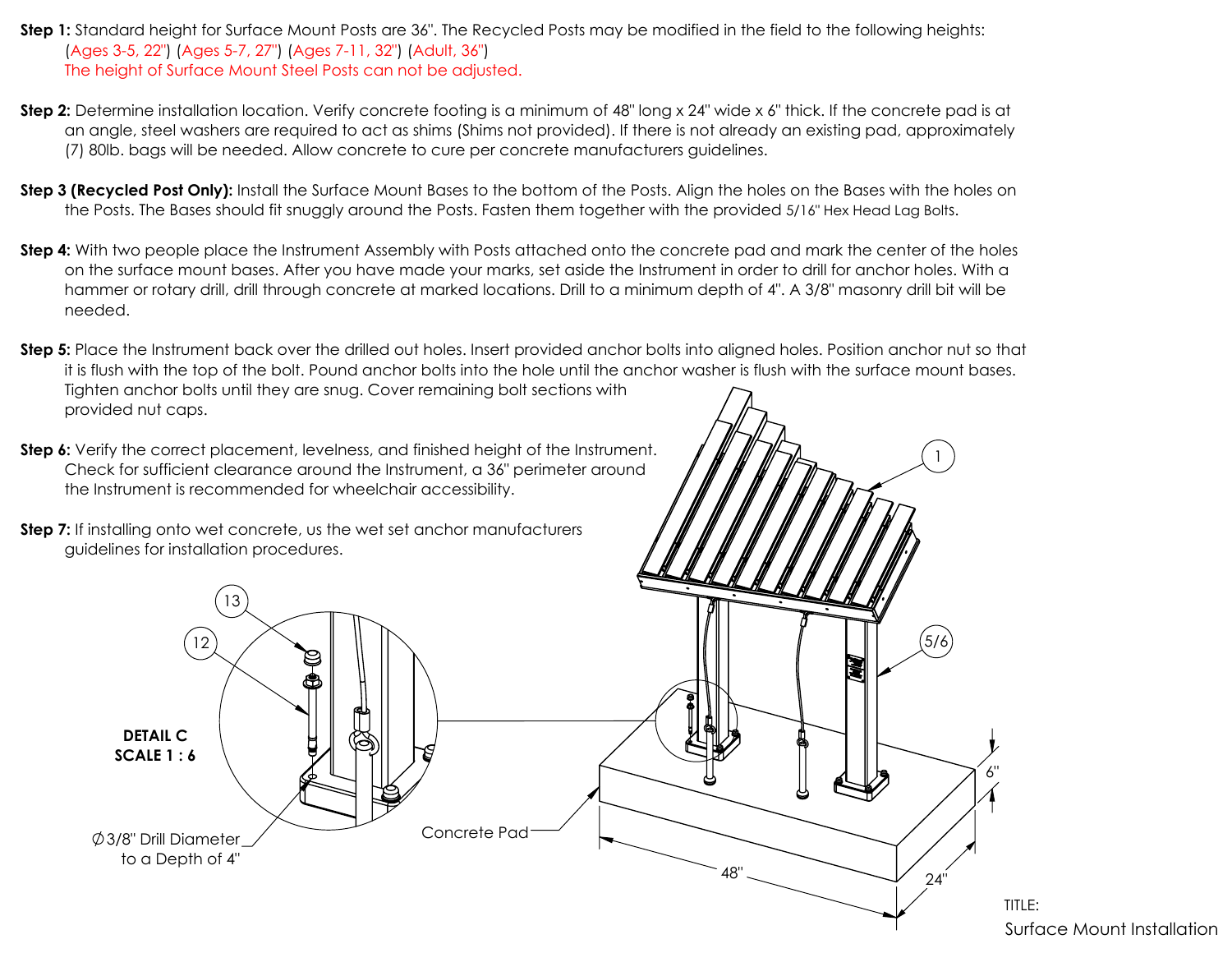**Step 1:** Standard height for Surface Mount Posts are 36". The Recycled Posts may be modified in the field to the following heights: (Ages 3-5, 22") (Ages 5-7, 27") (Ages 7-11, 32") (Adult, 36")
The height of Surface Mount Steel Posts can not be adjusted.

**Step 2:** Determine installation location. Verify concrete footing is a minimum of 48" long x 24" wide x 6" thick. If the concrete pad is at an angle, steel washers are required to act as shims (Shims not provided). If there is not already an existing pad, approximately (7) 80lb. bags will be needed. Allow concrete to cure per concrete manufacturers guidelines.

**Step 3 (Recycled Post Only):** Install the Surface Mount Bases to the bottom of the Posts. Align the holes on the Bases with the holes on the Posts. The Bases should fit snuggly around the Posts. Fasten them together with the provided 5/16" Hex Head Lag Bolts.

**Step 4:** With two people place the Instrument Assembly with Posts attached onto the concrete pad and mark the center of the holes on the surface mount bases. After you have made your marks, set aside the Instrument in order to drill for anchor holes. With a hammer or rotary drill, drill through concrete at marked locations. Drill to a minimum depth of 4". A 3/8" masonry drill bit will be needed.

**Step 5:** Place the Instrument back over the drilled out holes. Insert provided anchor bolts into aligned holes. Position anchor nut so that it is flush with the top of the bolt. Pound anchor bolts into the hole until the anchor washer is flush with the surface mount bases. Tighten anchor bolts until they are snug. Cover remaining bolt sections with provided nut caps.

**Step 6:** Verify the correct placement, levelness, and finished height of the Instrument. Check for sufficient clearance around the Instrument, a 36" perimeter around the Instrument is recommended for wheelchair accessibility.

**Step 7:** If installing onto wet concrete, us the wet set anchor manufacturers guidelines for installation procedures.

13

12

**DETAIL C**
**SCALE 1 : 6**

∅3/8" Drill Diameter to a Depth of 4"

Concrete Pad

1

5/6

6"

48"

24"

TITLE:
Surface Mount Installation